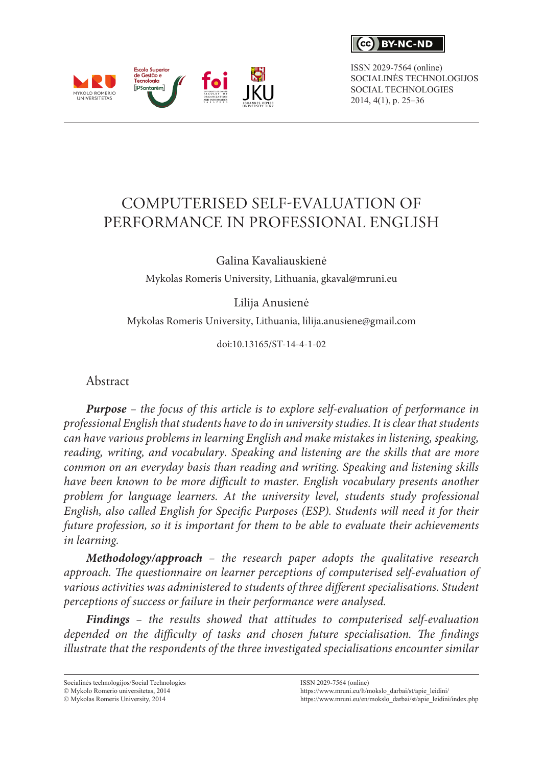ISSN 2029-7564 (online)
SOCIALINĖS TECHNOLOGIJOS
SOCIAL TECHNOLOGIES
2014, 4(1), p. 25–36

# COMPUTERISED SELF-EVALUATION OF PERFORMANCE IN PROFESSIONAL ENGLISH

Galina Kavaliauskienė

Mykolas Romeris University, Lithuania, gkaval@mruni.eu

Lilija Anusienė

Mykolas Romeris University, Lithuania, lilija.anusiene@gmail.com

doi:10.13165/ST-14-4-1-02

## Abstract

***Purpose*** *– the focus of this article is to explore self-evaluation of performance in professional English that students have to do in university studies. It is clear that students can have various problems in learning English and make mistakes in listening, speaking, reading, writing, and vocabulary. Speaking and listening are the skills that are more common on an everyday basis than reading and writing. Speaking and listening skills have been known to be more difficult to master. English vocabulary presents another problem for language learners. At the university level, students study professional English, also called English for Specific Purposes (ESP). Students will need it for their future profession, so it is important for them to be able to evaluate their achievements in learning.*

***Methodology/approach*** *– the research paper adopts the qualitative research approach. The questionnaire on learner perceptions of computerised self-evaluation of various activities was administered to students of three different specialisations. Student perceptions of success or failure in their performance were analysed.*

***Findings*** *– the results showed that attitudes to computerised self-evaluation depended on the difficulty of tasks and chosen future specialisation. The findings illustrate that the respondents of the three investigated specialisations encounter similar*

Socialinės technologijos/Social Technologies
© Mykolo Romerio universitetas, 2014
© Mykolas Romeris University, 2014

ISSN 2029-7564 (online)
https://www.mruni.eu/lt/mokslo_darbai/st/apie_leidini/
https://www.mruni.eu/en/mokslo_darbai/st/apie_leidini/index.php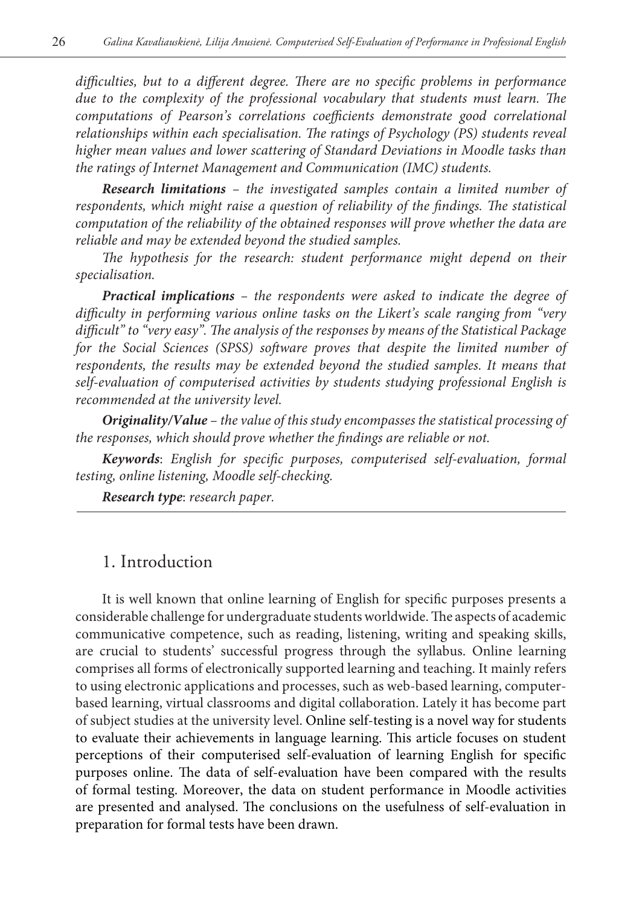*difficulties, but to a different degree. There are no specific problems in performance due to the complexity of the professional vocabulary that students must learn. The computations of Pearson's correlations coefficients demonstrate good correlational relationships within each specialisation. The ratings of Psychology (PS) students reveal higher mean values and lower scattering of Standard Deviations in Moodle tasks than the ratings of Internet Management and Communication (IMC) students.*

***Research limitations*** *– the investigated samples contain a limited number of respondents, which might raise a question of reliability of the findings. The statistical computation of the reliability of the obtained responses will prove whether the data are reliable and may be extended beyond the studied samples.*

*The hypothesis for the research: student performance might depend on their specialisation.*

***Practical implications*** *– the respondents were asked to indicate the degree of difficulty in performing various online tasks on the Likert's scale ranging from "very difficult" to "very easy". The analysis of the responses by means of the Statistical Package for the Social Sciences (SPSS) software proves that despite the limited number of respondents, the results may be extended beyond the studied samples. It means that self-evaluation of computerised activities by students studying professional English is recommended at the university level.*

***Originality/Value*** *– the value of this study encompasses the statistical processing of the responses, which should prove whether the findings are reliable or not.*

***Keywords***: *English for specific purposes, computerised self-evaluation, formal testing, online listening, Moodle self-checking.*

***Research type***: *research paper.*

## 1. Introduction

It is well known that online learning of English for specific purposes presents a considerable challenge for undergraduate students worldwide. The aspects of academic communicative competence, such as reading, listening, writing and speaking skills, are crucial to students' successful progress through the syllabus. Online learning comprises all forms of electronically supported learning and teaching. It mainly refers to using electronic applications and processes, such as web-based learning, computer-based learning, virtual classrooms and digital collaboration. Lately it has become part of subject studies at the university level. Online self-testing is a novel way for students to evaluate their achievements in language learning. This article focuses on student perceptions of their computerised self-evaluation of learning English for specific purposes online. The data of self-evaluation have been compared with the results of formal testing. Moreover, the data on student performance in Moodle activities are presented and analysed. The conclusions on the usefulness of self-evaluation in preparation for formal tests have been drawn.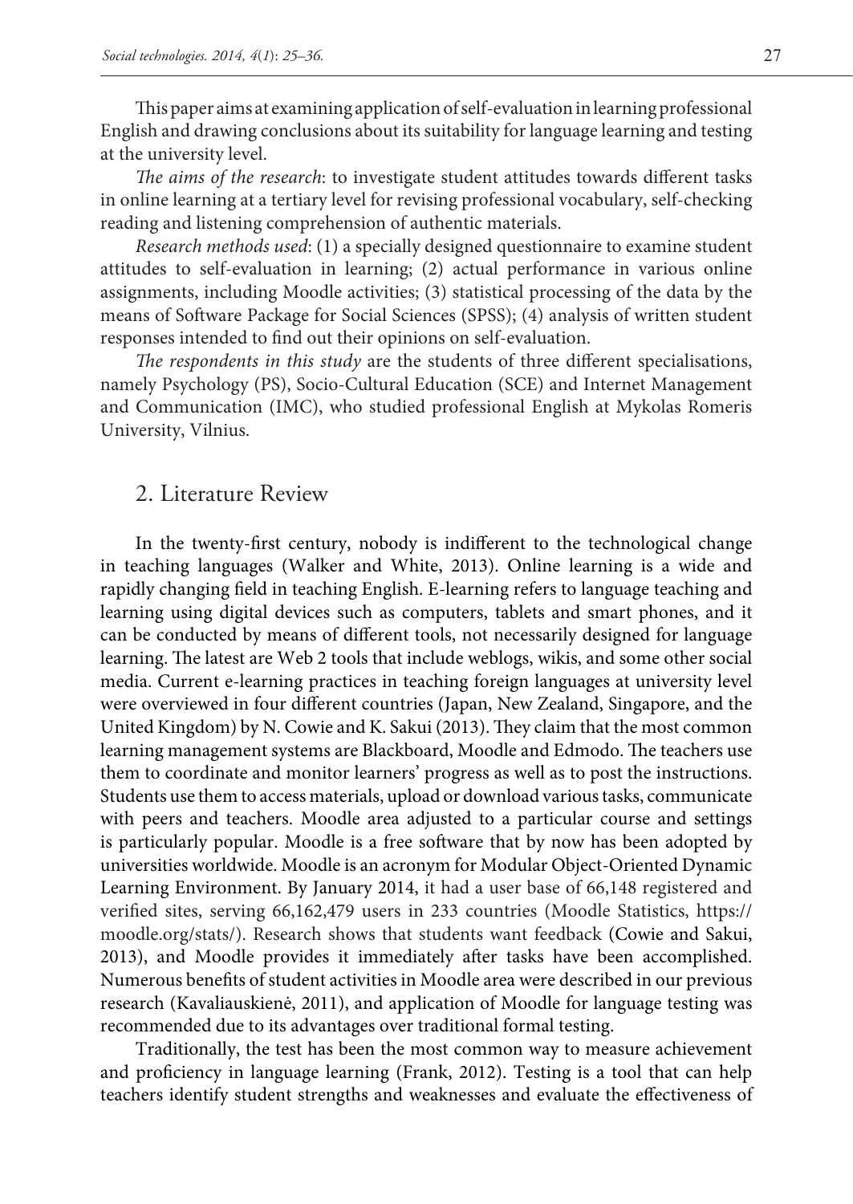This paper aims at examining application of self-evaluation in learning professional English and drawing conclusions about its suitability for language learning and testing at the university level.

*The aims of the research*: to investigate student attitudes towards different tasks in online learning at a tertiary level for revising professional vocabulary, self-checking reading and listening comprehension of authentic materials.

*Research methods used*: (1) a specially designed questionnaire to examine student attitudes to self-evaluation in learning; (2) actual performance in various online assignments, including Moodle activities; (3) statistical processing of the data by the means of Software Package for Social Sciences (SPSS); (4) analysis of written student responses intended to find out their opinions on self-evaluation.

*The respondents in this study* are the students of three different specialisations, namely Psychology (PS), Socio-Cultural Education (SCE) and Internet Management and Communication (IMC), who studied professional English at Mykolas Romeris University, Vilnius.

## 2. Literature Review

In the twenty-first century, nobody is indifferent to the technological change in teaching languages (Walker and White, 2013). Online learning is a wide and rapidly changing field in teaching English. E-learning refers to language teaching and learning using digital devices such as computers, tablets and smart phones, and it can be conducted by means of different tools, not necessarily designed for language learning. The latest are Web 2 tools that include weblogs, wikis, and some other social media. Current e-learning practices in teaching foreign languages at university level were overviewed in four different countries (Japan, New Zealand, Singapore, and the United Kingdom) by N. Cowie and K. Sakui (2013). They claim that the most common learning management systems are Blackboard, Moodle and Edmodo. The teachers use them to coordinate and monitor learners' progress as well as to post the instructions. Students use them to access materials, upload or download various tasks, communicate with peers and teachers. Moodle area adjusted to a particular course and settings is particularly popular. Moodle is a free software that by now has been adopted by universities worldwide. Moodle is an acronym for Modular Object-Oriented Dynamic Learning Environment. By January 2014, it had a user base of 66,148 registered and verified sites, serving 66,162,479 users in 233 countries (Moodle Statistics, https://moodle.org/stats/). Research shows that students want feedback (Cowie and Sakui, 2013), and Moodle provides it immediately after tasks have been accomplished. Numerous benefits of student activities in Moodle area were described in our previous research (Kavaliauskienė, 2011), and application of Moodle for language testing was recommended due to its advantages over traditional formal testing.

Traditionally, the test has been the most common way to measure achievement and proficiency in language learning (Frank, 2012). Testing is a tool that can help teachers identify student strengths and weaknesses and evaluate the effectiveness of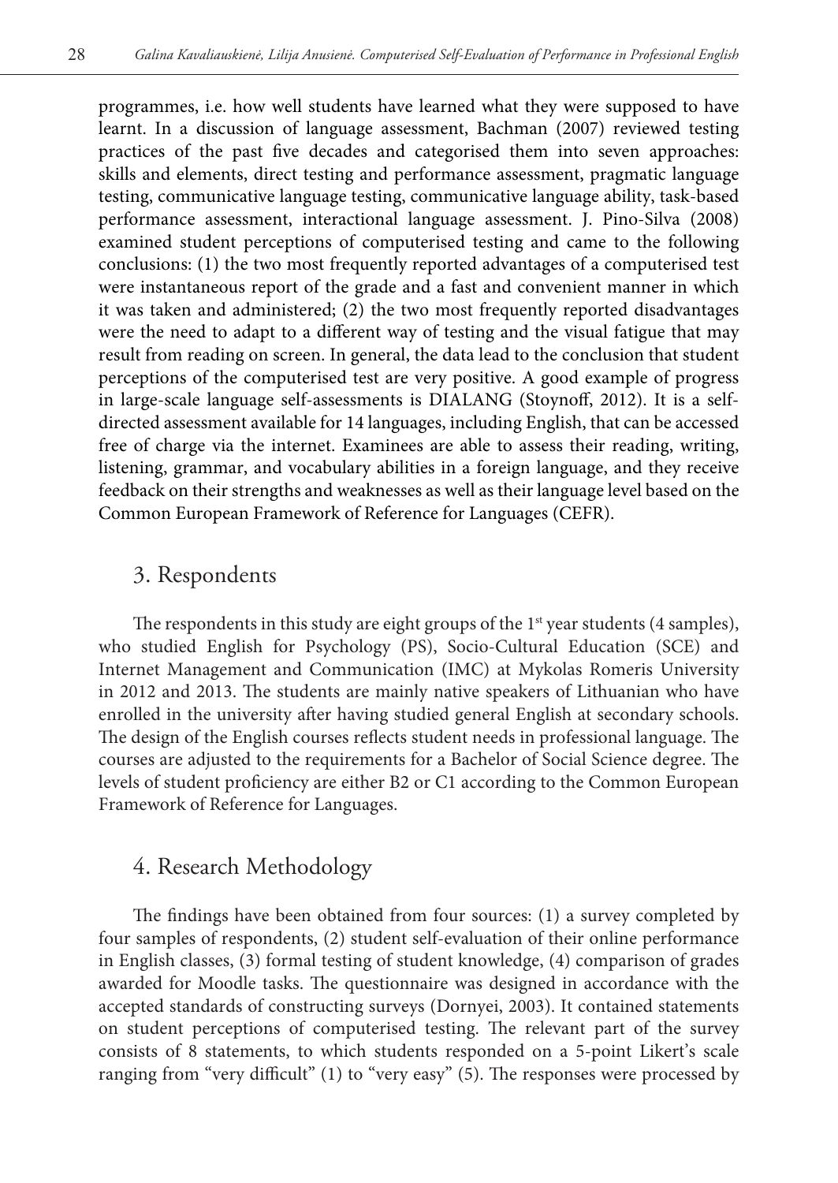programmes, i.e. how well students have learned what they were supposed to have learnt. In a discussion of language assessment, Bachman (2007) reviewed testing practices of the past five decades and categorised them into seven approaches: skills and elements, direct testing and performance assessment, pragmatic language testing, communicative language testing, communicative language ability, task-based performance assessment, interactional language assessment. J. Pino-Silva (2008) examined student perceptions of computerised testing and came to the following conclusions: (1) the two most frequently reported advantages of a computerised test were instantaneous report of the grade and a fast and convenient manner in which it was taken and administered; (2) the two most frequently reported disadvantages were the need to adapt to a different way of testing and the visual fatigue that may result from reading on screen. In general, the data lead to the conclusion that student perceptions of the computerised test are very positive. A good example of progress in large-scale language self-assessments is DIALANG (Stoynoff, 2012). It is a self-directed assessment available for 14 languages, including English, that can be accessed free of charge via the internet. Examinees are able to assess their reading, writing, listening, grammar, and vocabulary abilities in a foreign language, and they receive feedback on their strengths and weaknesses as well as their language level based on the Common European Framework of Reference for Languages (CEFR).

## 3. Respondents

The respondents in this study are eight groups of the 1st year students (4 samples), who studied English for Psychology (PS), Socio-Cultural Education (SCE) and Internet Management and Communication (IMC) at Mykolas Romeris University in 2012 and 2013. The students are mainly native speakers of Lithuanian who have enrolled in the university after having studied general English at secondary schools. The design of the English courses reflects student needs in professional language. The courses are adjusted to the requirements for a Bachelor of Social Science degree. The levels of student proficiency are either B2 or C1 according to the Common European Framework of Reference for Languages.

## 4. Research Methodology

The findings have been obtained from four sources: (1) a survey completed by four samples of respondents, (2) student self-evaluation of their online performance in English classes, (3) formal testing of student knowledge, (4) comparison of grades awarded for Moodle tasks. The questionnaire was designed in accordance with the accepted standards of constructing surveys (Dornyei, 2003). It contained statements on student perceptions of computerised testing. The relevant part of the survey consists of 8 statements, to which students responded on a 5-point Likert's scale ranging from "very difficult" (1) to "very easy" (5). The responses were processed by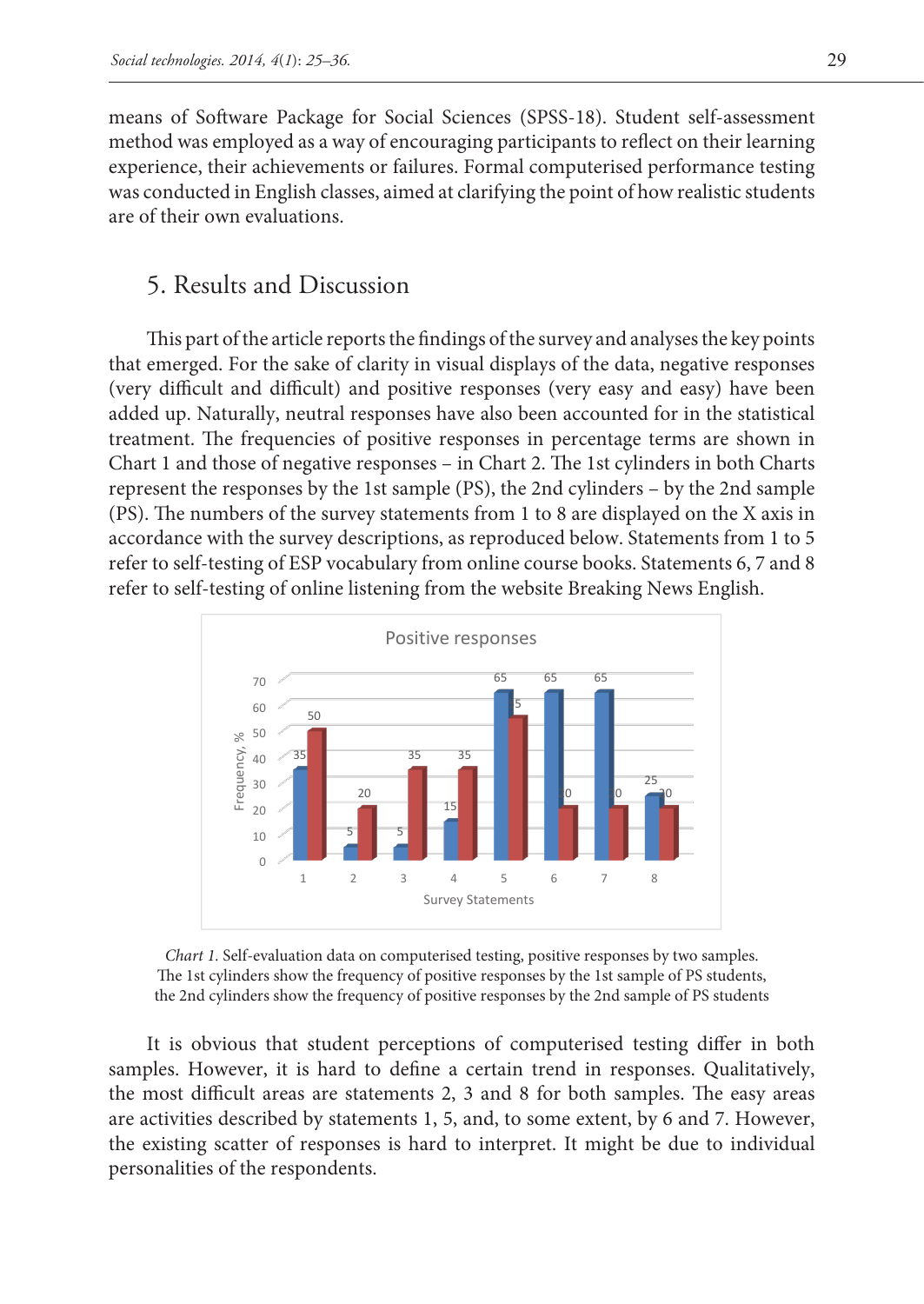means of Software Package for Social Sciences (SPSS-18). Student self-assessment method was employed as a way of encouraging participants to reflect on their learning experience, their achievements or failures. Formal computerised performance testing was conducted in English classes, aimed at clarifying the point of how realistic students are of their own evaluations.

## 5. Results and Discussion

This part of the article reports the findings of the survey and analyses the key points that emerged. For the sake of clarity in visual displays of the data, negative responses (very difficult and difficult) and positive responses (very easy and easy) have been added up. Naturally, neutral responses have also been accounted for in the statistical treatment. The frequencies of positive responses in percentage terms are shown in Chart 1 and those of negative responses – in Chart 2. The 1st cylinders in both Charts represent the responses by the 1st sample (PS), the 2nd cylinders – by the 2nd sample (PS). The numbers of the survey statements from 1 to 8 are displayed on the X axis in accordance with the survey descriptions, as reproduced below. Statements from 1 to 5 refer to self-testing of ESP vocabulary from online course books. Statements 6, 7 and 8 refer to self-testing of online listening from the website Breaking News English.

Positive responses

| Survey Statements | 1 | 2 | 3 | 4 | 5 | 6 | 7 | 8 |
|---|---|---|---|---|---|---|---|---|
| 1st sample (Frequency, %) | 35 | 5 | 5 | 15 | 65 | 65 | 65 | 25 |
| 2nd sample (Frequency, %) | 50 | 20 | 35 | 35 | 55 | 20 | 20 | 20 |

*Chart 1.* Self-evaluation data on computerised testing, positive responses by two samples. The 1st cylinders show the frequency of positive responses by the 1st sample of PS students, the 2nd cylinders show the frequency of positive responses by the 2nd sample of PS students

It is obvious that student perceptions of computerised testing differ in both samples. However, it is hard to define a certain trend in responses. Qualitatively, the most difficult areas are statements 2, 3 and 8 for both samples. The easy areas are activities described by statements 1, 5, and, to some extent, by 6 and 7. However, the existing scatter of responses is hard to interpret. It might be due to individual personalities of the respondents.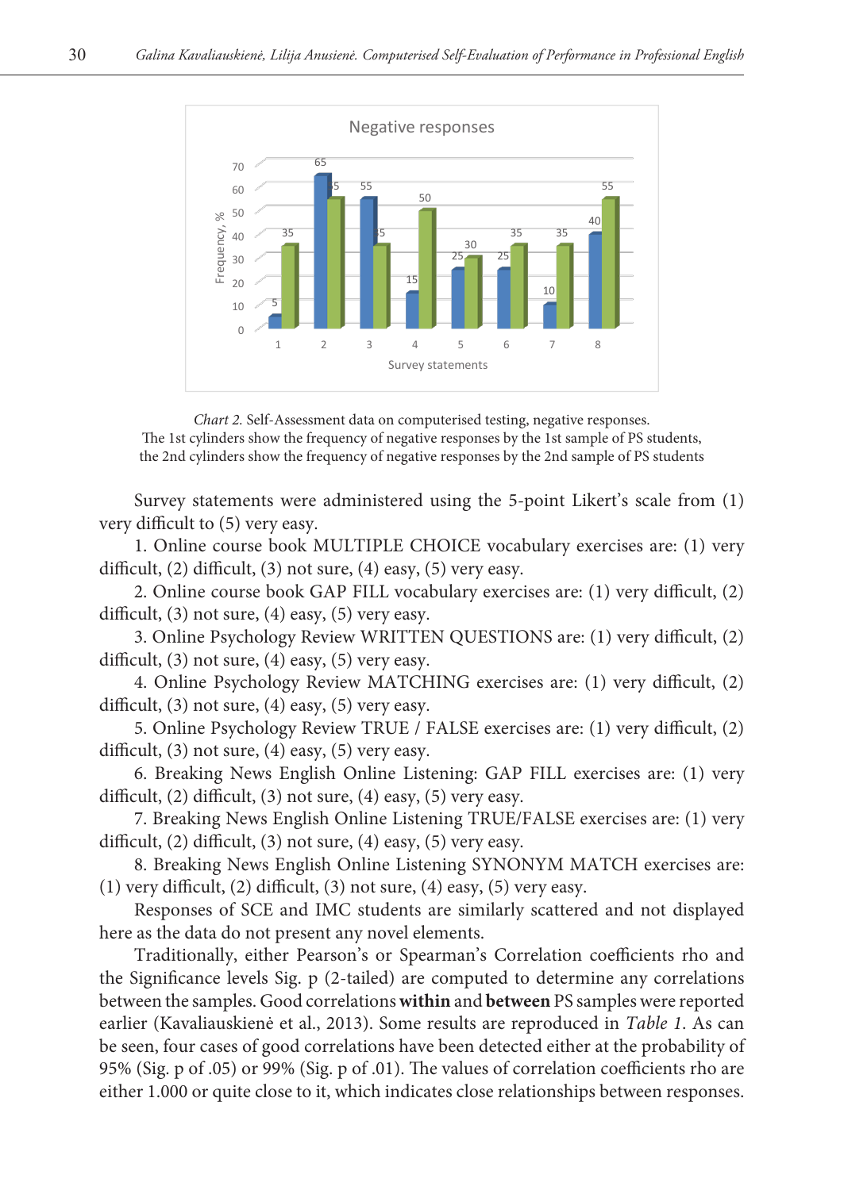*Chart 2.* Self-Assessment data on computerised testing, negative responses. The 1st cylinders show the frequency of negative responses by the 1st sample of PS students, the 2nd cylinders show the frequency of negative responses by the 2nd sample of PS students

Survey statements were administered using the 5-point Likert's scale from (1) very difficult to (5) very easy.

1. Online course book MULTIPLE CHOICE vocabulary exercises are: (1) very difficult, (2) difficult, (3) not sure, (4) easy, (5) very easy.

2. Online course book GAP FILL vocabulary exercises are: (1) very difficult, (2) difficult, (3) not sure, (4) easy, (5) very easy.

3. Online Psychology Review WRITTEN QUESTIONS are: (1) very difficult, (2) difficult, (3) not sure, (4) easy, (5) very easy.

4. Online Psychology Review MATCHING exercises are: (1) very difficult, (2) difficult, (3) not sure, (4) easy, (5) very easy.

5. Online Psychology Review TRUE / FALSE exercises are: (1) very difficult, (2) difficult, (3) not sure, (4) easy, (5) very easy.

6. Breaking News English Online Listening: GAP FILL exercises are: (1) very difficult, (2) difficult, (3) not sure, (4) easy, (5) very easy.

7. Breaking News English Online Listening TRUE/FALSE exercises are: (1) very difficult, (2) difficult, (3) not sure, (4) easy, (5) very easy.

8. Breaking News English Online Listening SYNONYM MATCH exercises are: (1) very difficult, (2) difficult, (3) not sure, (4) easy, (5) very easy.

Responses of SCE and IMC students are similarly scattered and not displayed here as the data do not present any novel elements.

Traditionally, either Pearson's or Spearman's Correlation coefficients rho and the Significance levels Sig. p (2-tailed) are computed to determine any correlations between the samples. Good correlations **within** and **between** PS samples were reported earlier (Kavaliauskienė et al., 2013). Some results are reproduced in *Table 1*. As can be seen, four cases of good correlations have been detected either at the probability of 95% (Sig. p of .05) or 99% (Sig. p of .01). The values of correlation coefficients rho are either 1.000 or quite close to it, which indicates close relationships between responses.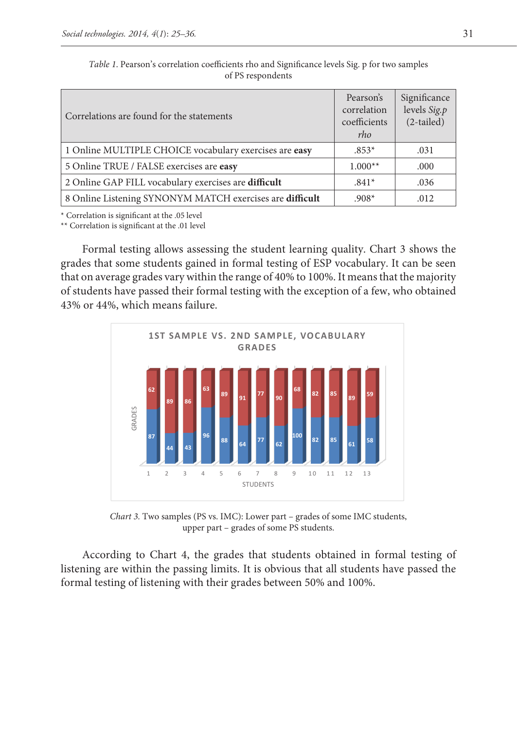*Table 1.* Pearson's correlation coefficients rho and Significance levels Sig. p for two samples of PS respondents

| Correlations are found for the statements | Pearson's correlation coefficients *rho* | Significance levels *Sig.p* (2-tailed) |
|---|---|---|
| 1 Online MULTIPLE CHOICE vocabulary exercises are **easy** | .853* | .031 |
| 5 Online TRUE / FALSE exercises are **easy** | 1.000** | .000 |
| 2 Online GAP FILL vocabulary exercises are **difficult** | .841* | .036 |
| 8 Online Listening SYNONYM MATCH exercises are **difficult** | .908* | .012 |

\* Correlation is significant at the .05 level
** Correlation is significant at the .01 level

Formal testing allows assessing the student learning quality. Chart 3 shows the grades that some students gained in formal testing of ESP vocabulary. It can be seen that on average grades vary within the range of 40% to 100%. It means that the majority of students have passed their formal testing with the exception of a few, who obtained 43% or 44%, which means failure.

*Chart 3.* Two samples (PS vs. IMC): Lower part – grades of some IMC students, upper part – grades of some PS students.

According to Chart 4, the grades that students obtained in formal testing of listening are within the passing limits. It is obvious that all students have passed the formal testing of listening with their grades between 50% and 100%.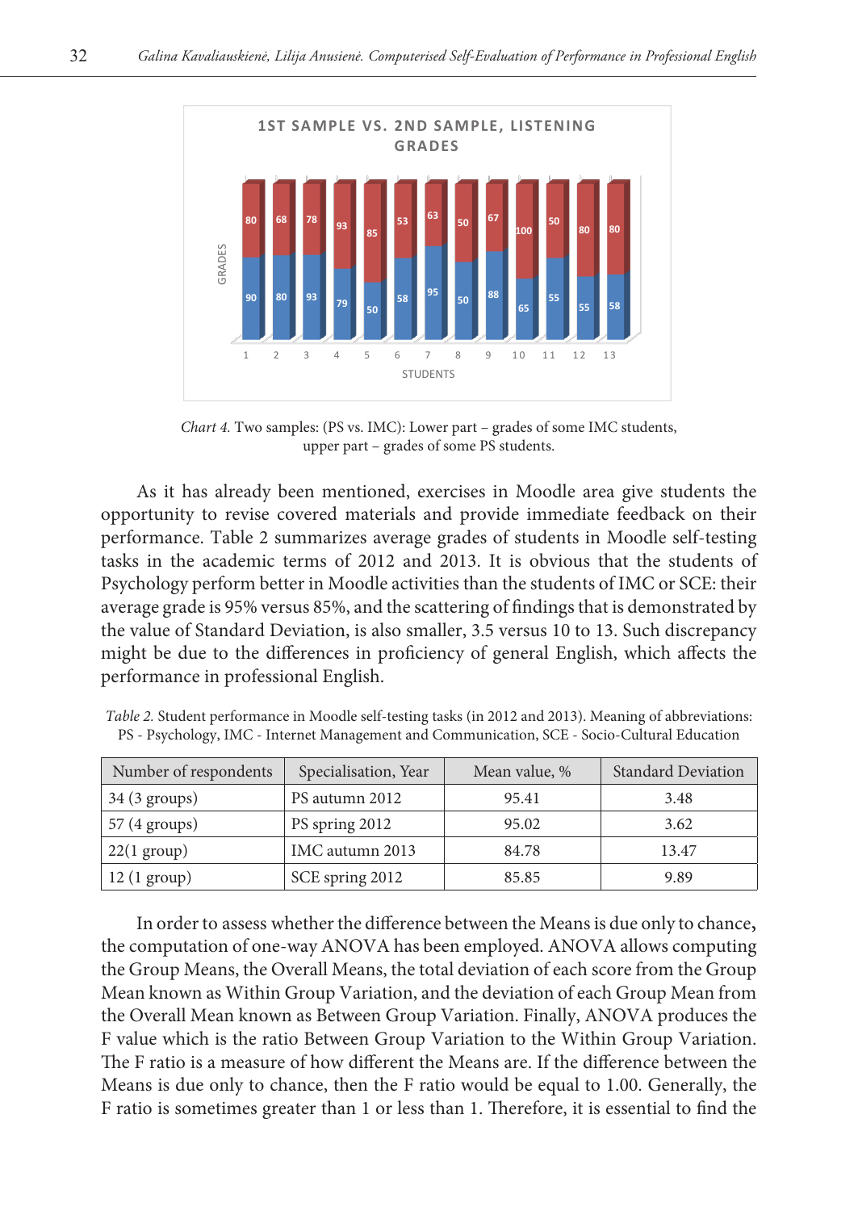*Chart 4.* Two samples: (PS vs. IMC): Lower part – grades of some IMC students, upper part – grades of some PS students.

As it has already been mentioned, exercises in Moodle area give students the opportunity to revise covered materials and provide immediate feedback on their performance. Table 2 summarizes average grades of students in Moodle self-testing tasks in the academic terms of 2012 and 2013. It is obvious that the students of Psychology perform better in Moodle activities than the students of IMC or SCE: their average grade is 95% versus 85%, and the scattering of findings that is demonstrated by the value of Standard Deviation, is also smaller, 3.5 versus 10 to 13. Such discrepancy might be due to the differences in proficiency of general English, which affects the performance in professional English.

*Table 2.* Student performance in Moodle self-testing tasks (in 2012 and 2013). Meaning of abbreviations: PS - Psychology, IMC - Internet Management and Communication, SCE - Socio-Cultural Education

| Number of respondents | Specialisation, Year | Mean value, % | Standard Deviation |
|---|---|---|---|
| 34 (3 groups) | PS autumn 2012 | 95.41 | 3.48 |
| 57 (4 groups) | PS spring 2012 | 95.02 | 3.62 |
| 22(1 group) | IMC autumn 2013 | 84.78 | 13.47 |
| 12 (1 group) | SCE spring 2012 | 85.85 | 9.89 |

In order to assess whether the difference between the Means is due only to chance**,** the computation of one-way ANOVA has been employed. ANOVA allows computing the Group Means, the Overall Means, the total deviation of each score from the Group Mean known as Within Group Variation, and the deviation of each Group Mean from the Overall Mean known as Between Group Variation. Finally, ANOVA produces the F value which is the ratio Between Group Variation to the Within Group Variation. The F ratio is a measure of how different the Means are. If the difference between the Means is due only to chance, then the F ratio would be equal to 1.00. Generally, the F ratio is sometimes greater than 1 or less than 1. Therefore, it is essential to find the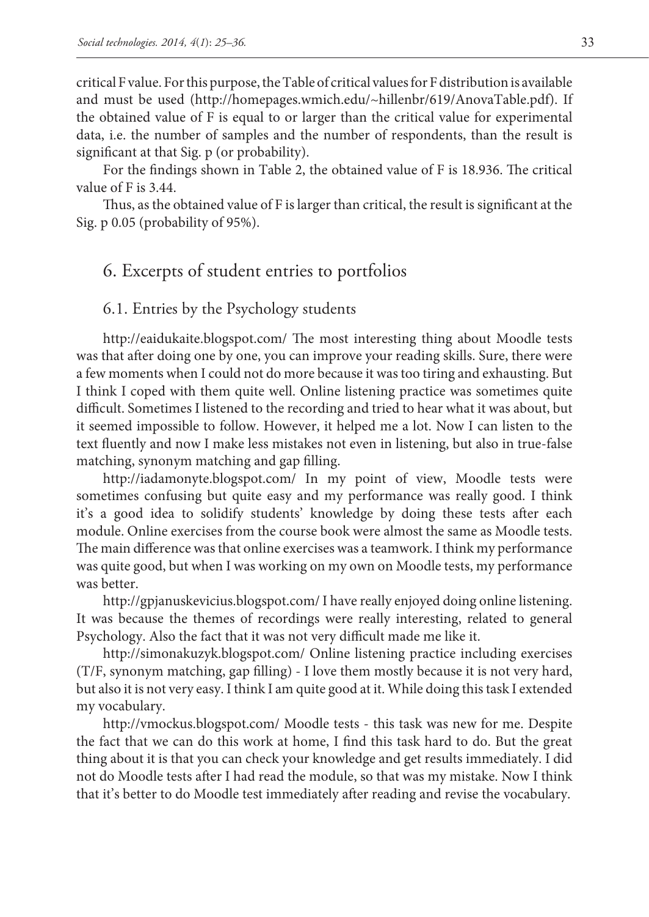critical F value. For this purpose, the Table of critical values for F distribution is available and must be used (http://homepages.wmich.edu/~hillenbr/619/AnovaTable.pdf). If the obtained value of F is equal to or larger than the critical value for experimental data, i.e. the number of samples and the number of respondents, than the result is significant at that Sig. p (or probability).

For the findings shown in Table 2, the obtained value of F is 18.936. The critical value of F is 3.44.

Thus, as the obtained value of F is larger than critical, the result is significant at the Sig. p 0.05 (probability of 95%).

## 6. Excerpts of student entries to portfolios

### 6.1. Entries by the Psychology students

http://eaidukaite.blogspot.com/ The most interesting thing about Moodle tests was that after doing one by one, you can improve your reading skills. Sure, there were a few moments when I could not do more because it was too tiring and exhausting. But I think I coped with them quite well. Online listening practice was sometimes quite difficult. Sometimes I listened to the recording and tried to hear what it was about, but it seemed impossible to follow. However, it helped me a lot. Now I can listen to the text fluently and now I make less mistakes not even in listening, but also in true-false matching, synonym matching and gap filling.

http://iadamonyte.blogspot.com/ In my point of view, Moodle tests were sometimes confusing but quite easy and my performance was really good. I think it's a good idea to solidify students' knowledge by doing these tests after each module. Online exercises from the course book were almost the same as Moodle tests. The main difference was that online exercises was a teamwork. I think my performance was quite good, but when I was working on my own on Moodle tests, my performance was better.

http://gpjanuskevicius.blogspot.com/ I have really enjoyed doing online listening. It was because the themes of recordings were really interesting, related to general Psychology. Also the fact that it was not very difficult made me like it.

http://simonakuzyk.blogspot.com/ Online listening practice including exercises (T/F, synonym matching, gap filling) - I love them mostly because it is not very hard, but also it is not very easy. I think I am quite good at it. While doing this task I extended my vocabulary.

http://vmockus.blogspot.com/ Moodle tests - this task was new for me. Despite the fact that we can do this work at home, I find this task hard to do. But the great thing about it is that you can check your knowledge and get results immediately. I did not do Moodle tests after I had read the module, so that was my mistake. Now I think that it's better to do Moodle test immediately after reading and revise the vocabulary.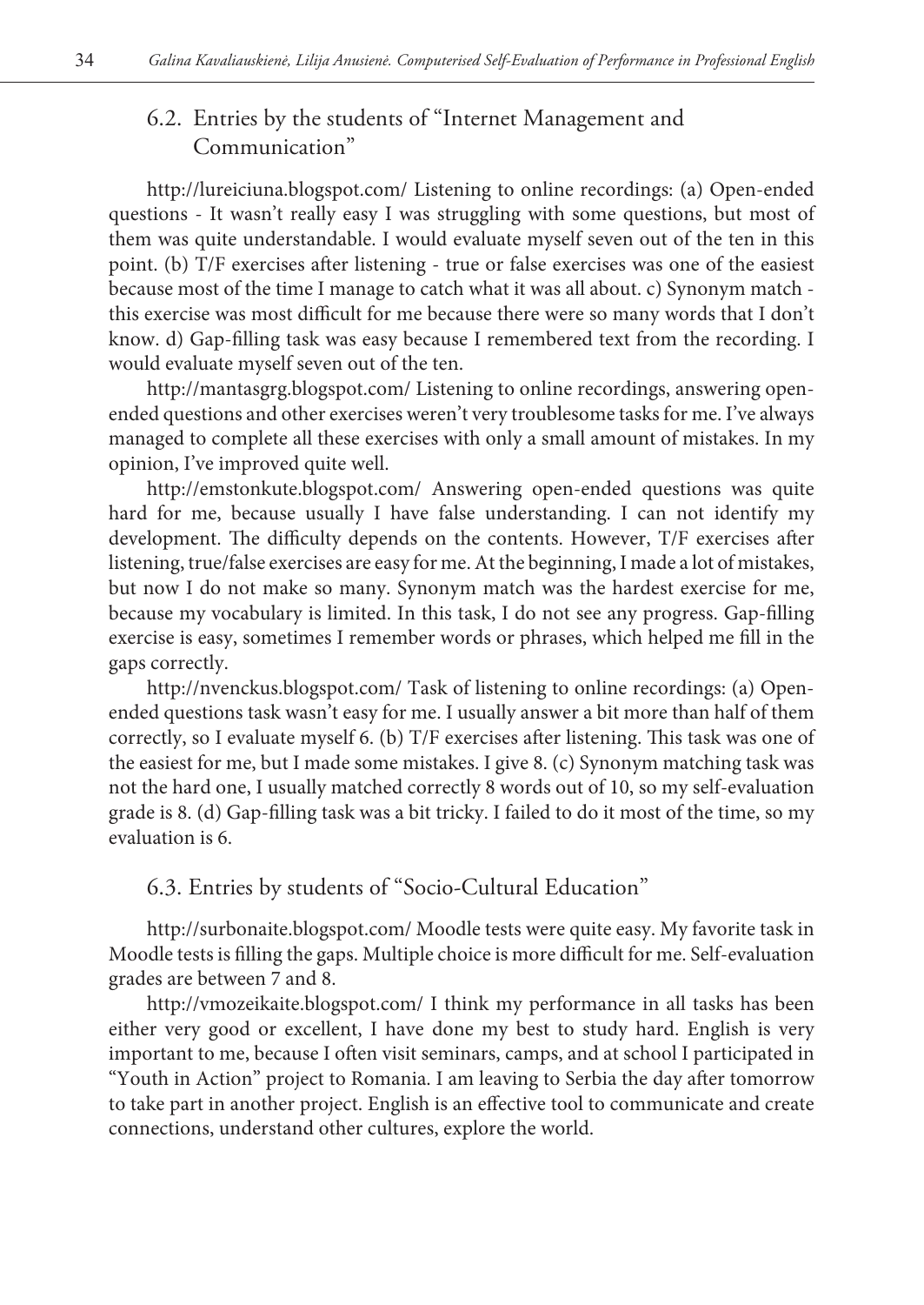## 6.2. Entries by the students of "Internet Management and Communication"

http://lureiciuna.blogspot.com/ Listening to online recordings: (a) Open-ended questions - It wasn't really easy I was struggling with some questions, but most of them was quite understandable. I would evaluate myself seven out of the ten in this point. (b) T/F exercises after listening - true or false exercises was one of the easiest because most of the time I manage to catch what it was all about. c) Synonym match - this exercise was most difficult for me because there were so many words that I don't know. d) Gap-filling task was easy because I remembered text from the recording. I would evaluate myself seven out of the ten.

http://mantasgrg.blogspot.com/ Listening to online recordings, answering open-ended questions and other exercises weren't very troublesome tasks for me. I've always managed to complete all these exercises with only a small amount of mistakes. In my opinion, I've improved quite well.

http://emstonkute.blogspot.com/ Answering open-ended questions was quite hard for me, because usually I have false understanding. I can not identify my development. The difficulty depends on the contents. However, T/F exercises after listening, true/false exercises are easy for me. At the beginning, I made a lot of mistakes, but now I do not make so many. Synonym match was the hardest exercise for me, because my vocabulary is limited. In this task, I do not see any progress. Gap-filling exercise is easy, sometimes I remember words or phrases, which helped me fill in the gaps correctly.

http://nvenckus.blogspot.com/ Task of listening to online recordings: (a) Open-ended questions task wasn't easy for me. I usually answer a bit more than half of them correctly, so I evaluate myself 6. (b) T/F exercises after listening. This task was one of the easiest for me, but I made some mistakes. I give 8. (c) Synonym matching task was not the hard one, I usually matched correctly 8 words out of 10, so my self-evaluation grade is 8. (d) Gap-filling task was a bit tricky. I failed to do it most of the time, so my evaluation is 6.

## 6.3. Entries by students of "Socio-Cultural Education"

http://surbonaite.blogspot.com/ Moodle tests were quite easy. My favorite task in Moodle tests is filling the gaps. Multiple choice is more difficult for me. Self-evaluation grades are between 7 and 8.

http://vmozeikaite.blogspot.com/ I think my performance in all tasks has been either very good or excellent, I have done my best to study hard. English is very important to me, because I often visit seminars, camps, and at school I participated in "Youth in Action" project to Romania. I am leaving to Serbia the day after tomorrow to take part in another project. English is an effective tool to communicate and create connections, understand other cultures, explore the world.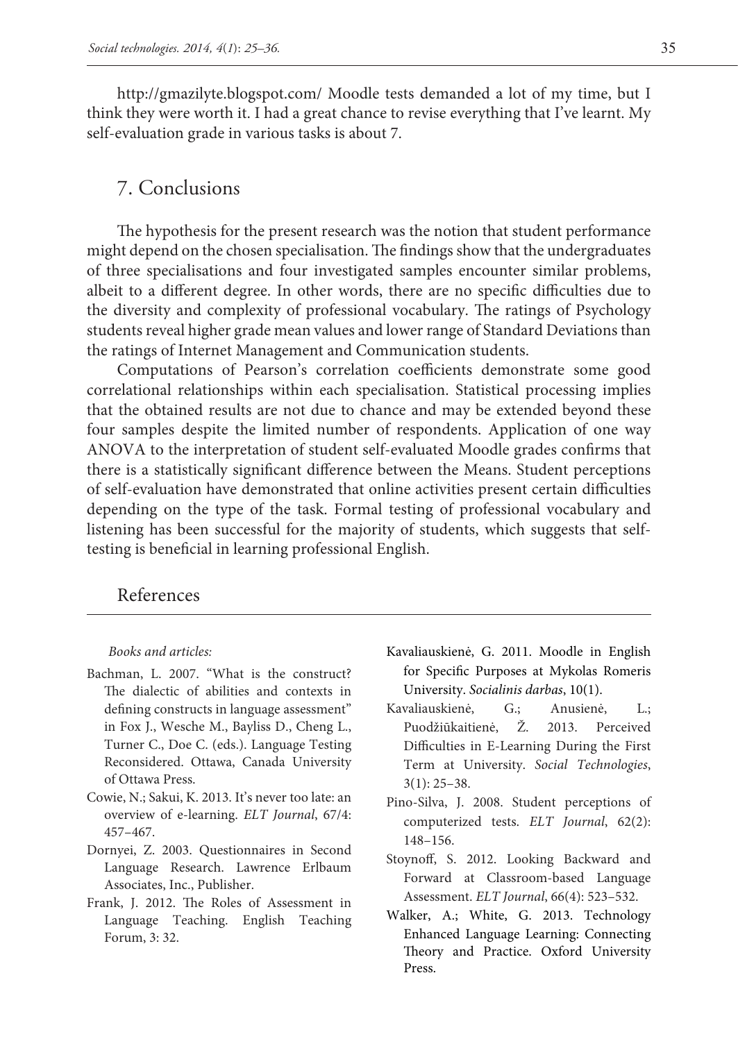http://gmazilyte.blogspot.com/ Moodle tests demanded a lot of my time, but I think they were worth it. I had a great chance to revise everything that I've learnt. My self-evaluation grade in various tasks is about 7.

## 7. Conclusions

The hypothesis for the present research was the notion that student performance might depend on the chosen specialisation. The findings show that the undergraduates of three specialisations and four investigated samples encounter similar problems, albeit to a different degree. In other words, there are no specific difficulties due to the diversity and complexity of professional vocabulary. The ratings of Psychology students reveal higher grade mean values and lower range of Standard Deviations than the ratings of Internet Management and Communication students.

Computations of Pearson's correlation coefficients demonstrate some good correlational relationships within each specialisation. Statistical processing implies that the obtained results are not due to chance and may be extended beyond these four samples despite the limited number of respondents. Application of one way ANOVA to the interpretation of student self-evaluated Moodle grades confirms that there is a statistically significant difference between the Means. Student perceptions of self-evaluation have demonstrated that online activities present certain difficulties depending on the type of the task. Formal testing of professional vocabulary and listening has been successful for the majority of students, which suggests that self-testing is beneficial in learning professional English.

## References

*Books and articles:*

Bachman, L. 2007. "What is the construct? The dialectic of abilities and contexts in defining constructs in language assessment" in Fox J., Wesche M., Bayliss D., Cheng L., Turner C., Doe C. (eds.). Language Testing Reconsidered. Ottawa, Canada University of Ottawa Press.

Cowie, N.; Sakui, K. 2013. It's never too late: an overview of e-learning. *ELT Journal*, 67/4: 457–467.

Dornyei, Z. 2003. Questionnaires in Second Language Research. Lawrence Erlbaum Associates, Inc., Publisher.

Frank, J. 2012. The Roles of Assessment in Language Teaching. English Teaching Forum, 3: 32.

Kavaliauskienė, G. 2011. Moodle in English for Specific Purposes at Mykolas Romeris University. *Socialinis darbas*, 10(1).

Kavaliauskienė, G.; Anusienė, L.; Puodžiūkaitienė, Ž. 2013. Perceived Difficulties in E-Learning During the First Term at University. *Social Technologies*, 3(1): 25–38.

Pino-Silva, J. 2008. Student perceptions of computerized tests. *ELT Journal*, 62(2): 148–156.

Stoynoff, S. 2012. Looking Backward and Forward at Classroom-based Language Assessment. *ELT Journal*, 66(4): 523–532.

Walker, A.; White, G. 2013. Technology Enhanced Language Learning: Connecting Theory and Practice. Oxford University Press.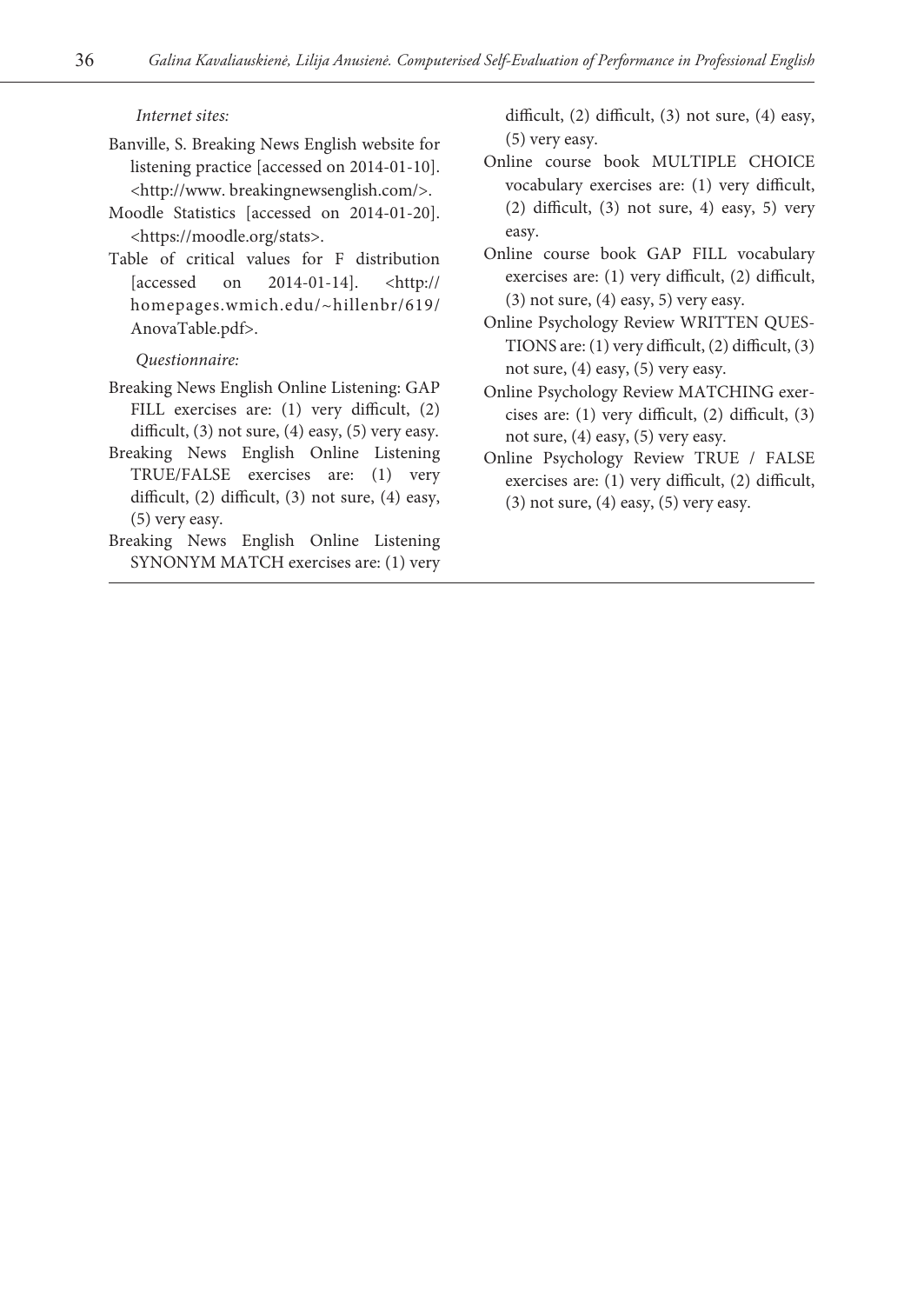*Internet sites:*

Banville, S. Breaking News English website for listening practice [accessed on 2014-01-10]. <http://www. breakingnewsenglish.com/>.

Moodle Statistics [accessed on 2014-01-20]. <https://moodle.org/stats>.

Table of critical values for F distribution [accessed on 2014-01-14]. <http://homepages.wmich.edu/~hillenbr/619/AnovaTable.pdf>.

*Questionnaire:*

Breaking News English Online Listening: GAP FILL exercises are: (1) very difficult, (2) difficult, (3) not sure, (4) easy, (5) very easy.

Breaking News English Online Listening TRUE/FALSE exercises are: (1) very difficult, (2) difficult, (3) not sure, (4) easy, (5) very easy.

Breaking News English Online Listening SYNONYM MATCH exercises are: (1) very difficult, (2) difficult, (3) not sure, (4) easy, (5) very easy.

Online course book MULTIPLE CHOICE vocabulary exercises are: (1) very difficult, (2) difficult, (3) not sure, 4) easy, 5) very easy.

Online course book GAP FILL vocabulary exercises are: (1) very difficult, (2) difficult, (3) not sure, (4) easy, 5) very easy.

Online Psychology Review WRITTEN QUESTIONS are: (1) very difficult, (2) difficult, (3) not sure, (4) easy, (5) very easy.

Online Psychology Review MATCHING exercises are: (1) very difficult, (2) difficult, (3) not sure, (4) easy, (5) very easy.

Online Psychology Review TRUE / FALSE exercises are: (1) very difficult, (2) difficult, (3) not sure, (4) easy, (5) very easy.